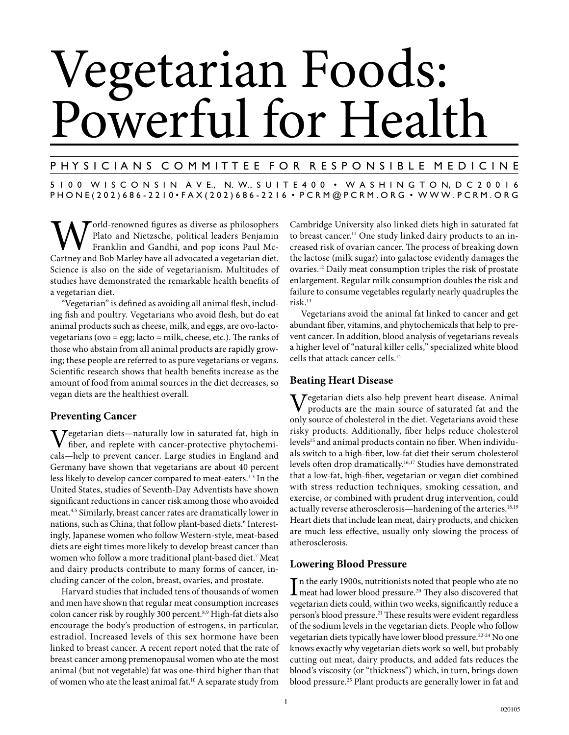# Vegetarian Foods: Powerful for Health

PHYSICIANS COMMITTEE FOR RESPONSIBLE MEDICINE

5100 WISCONSIN AVE., N.W., SUITE 400 • WASHINGTON, DC 20016
PHONE (202) 686-2210 • FAX (202) 686-2216 • PCRM@PCRM.ORG • WWW.PCRM.ORG

World-renowned figures as diverse as philosophers Plato and Nietzsche, political leaders Benjamin Franklin and Gandhi, and pop icons Paul McCartney and Bob Marley have all advocated a vegetarian diet. Science is also on the side of vegetarianism. Multitudes of studies have demonstrated the remarkable health benefits of a vegetarian diet.

"Vegetarian" is defined as avoiding all animal flesh, including fish and poultry. Vegetarians who avoid flesh, but do eat animal products such as cheese, milk, and eggs, are ovo-lacto-vegetarians (ovo = egg; lacto = milk, cheese, etc.). The ranks of those who abstain from all animal products are rapidly growing; these people are referred to as pure vegetarians or vegans. Scientific research shows that health benefits increase as the amount of food from animal sources in the diet decreases, so vegan diets are the healthiest overall.

## Preventing Cancer

Vegetarian diets—naturally low in saturated fat, high in fiber, and replete with cancer-protective phytochemicals—help to prevent cancer. Large studies in England and Germany have shown that vegetarians are about 40 percent less likely to develop cancer compared to meat-eaters.[1-3] In the United States, studies of Seventh-Day Adventists have shown significant reductions in cancer risk among those who avoided meat.[4,5] Similarly, breast cancer rates are dramatically lower in nations, such as China, that follow plant-based diets.[6] Interestingly, Japanese women who follow Western-style, meat-based diets are eight times more likely to develop breast cancer than women who follow a more traditional plant-based diet.[7] Meat and dairy products contribute to many forms of cancer, including cancer of the colon, breast, ovaries, and prostate.

Harvard studies that included tens of thousands of women and men have shown that regular meat consumption increases colon cancer risk by roughly 300 percent.[8,9] High-fat diets also encourage the body's production of estrogens, in particular, estradiol. Increased levels of this sex hormone have been linked to breast cancer. A recent report noted that the rate of breast cancer among premenopausal women who ate the most animal (but not vegetable) fat was one-third higher than that of women who ate the least animal fat.[10] A separate study from Cambridge University also linked diets high in saturated fat to breast cancer.[11] One study linked dairy products to an increased risk of ovarian cancer. The process of breaking down the lactose (milk sugar) into galactose evidently damages the ovaries.[12] Daily meat consumption triples the risk of prostate enlargement. Regular milk consumption doubles the risk and failure to consume vegetables regularly nearly quadruples the risk.[13]

Vegetarians avoid the animal fat linked to cancer and get abundant fiber, vitamins, and phytochemicals that help to prevent cancer. In addition, blood analysis of vegetarians reveals a higher level of "natural killer cells," specialized white blood cells that attack cancer cells.[14]

## Beating Heart Disease

Vegetarian diets also help prevent heart disease. Animal products are the main source of saturated fat and the only source of cholesterol in the diet. Vegetarians avoid these risky products. Additionally, fiber helps reduce cholesterol levels[15] and animal products contain no fiber. When individuals switch to a high-fiber, low-fat diet their serum cholesterol levels often drop dramatically.[16,17] Studies have demonstrated that a low-fat, high-fiber, vegetarian or vegan diet combined with stress reduction techniques, smoking cessation, and exercise, or combined with prudent drug intervention, could actually reverse atherosclerosis—hardening of the arteries.[18,19] Heart diets that include lean meat, dairy products, and chicken are much less effective, usually only slowing the process of atherosclerosis.

## Lowering Blood Pressure

In the early 1900s, nutritionists noted that people who ate no meat had lower blood pressure.[20] They also discovered that vegetarian diets could, within two weeks, significantly reduce a person's blood pressure.[21] These results were evident regardless of the sodium levels in the vegetarian diets. People who follow vegetarian diets typically have lower blood pressure.[22-24] No one knows exactly why vegetarian diets work so well, but probably cutting out meat, dairy products, and added fats reduces the blood's viscosity (or "thickness") which, in turn, brings down blood pressure.[25] Plant products are generally lower in fat and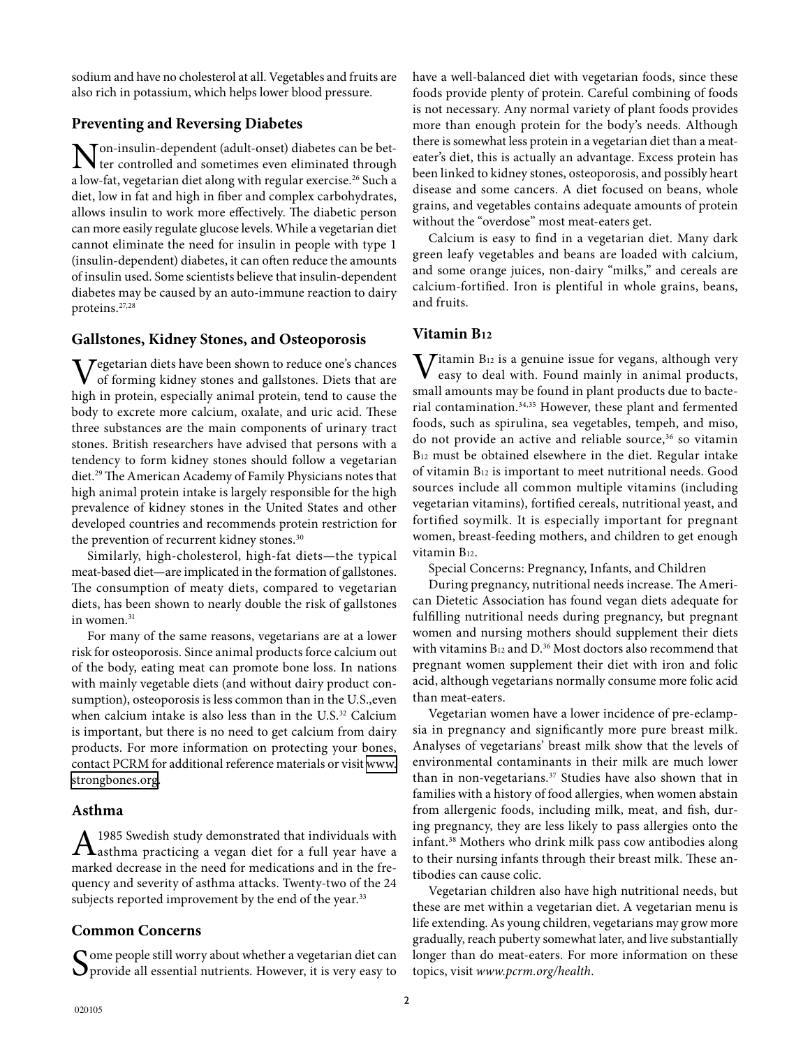sodium and have no cholesterol at all. Vegetables and fruits are also rich in potassium, which helps lower blood pressure.

## Preventing and Reversing Diabetes

Non-insulin-dependent (adult-onset) diabetes can be better controlled and sometimes even eliminated through a low-fat, vegetarian diet along with regular exercise.[26] Such a diet, low in fat and high in fiber and complex carbohydrates, allows insulin to work more effectively. The diabetic person can more easily regulate glucose levels. While a vegetarian diet cannot eliminate the need for insulin in people with type 1 (insulin-dependent) diabetes, it can often reduce the amounts of insulin used. Some scientists believe that insulin-dependent diabetes may be caused by an auto-immune reaction to dairy proteins.[27,28]

## Gallstones, Kidney Stones, and Osteoporosis

Vegetarian diets have been shown to reduce one's chances of forming kidney stones and gallstones. Diets that are high in protein, especially animal protein, tend to cause the body to excrete more calcium, oxalate, and uric acid. These three substances are the main components of urinary tract stones. British researchers have advised that persons with a tendency to form kidney stones should follow a vegetarian diet.[29] The American Academy of Family Physicians notes that high animal protein intake is largely responsible for the high prevalence of kidney stones in the United States and other developed countries and recommends protein restriction for the prevention of recurrent kidney stones.[30]

Similarly, high-cholesterol, high-fat diets—the typical meat-based diet—are implicated in the formation of gallstones. The consumption of meaty diets, compared to vegetarian diets, has been shown to nearly double the risk of gallstones in women.[31]

For many of the same reasons, vegetarians are at a lower risk for osteoporosis. Since animal products force calcium out of the body, eating meat can promote bone loss. In nations with mainly vegetable diets (and without dairy product consumption), osteoporosis is less common than in the U.S.,even when calcium intake is also less than in the U.S.[32] Calcium is important, but there is no need to get calcium from dairy products. For more information on protecting your bones, contact PCRM for additional reference materials or visit www.strongbones.org.

## Asthma

A 1985 Swedish study demonstrated that individuals with asthma practicing a vegan diet for a full year have a marked decrease in the need for medications and in the frequency and severity of asthma attacks. Twenty-two of the 24 subjects reported improvement by the end of the year.[33]

## Common Concerns

Some people still worry about whether a vegetarian diet can provide all essential nutrients. However, it is very easy to have a well-balanced diet with vegetarian foods, since these foods provide plenty of protein. Careful combining of foods is not necessary. Any normal variety of plant foods provides more than enough protein for the body's needs. Although there is somewhat less protein in a vegetarian diet than a meat-eater's diet, this is actually an advantage. Excess protein has been linked to kidney stones, osteoporosis, and possibly heart disease and some cancers. A diet focused on beans, whole grains, and vegetables contains adequate amounts of protein without the "overdose" most meat-eaters get.

Calcium is easy to find in a vegetarian diet. Many dark green leafy vegetables and beans are loaded with calcium, and some orange juices, non-dairy "milks," and cereals are calcium-fortified. Iron is plentiful in whole grains, beans, and fruits.

## Vitamin $B_{12}$

Vitamin $B_{12}$ is a genuine issue for vegans, although very easy to deal with. Found mainly in animal products, small amounts may be found in plant products due to bacterial contamination.[34,35] However, these plant and fermented foods, such as spirulina, sea vegetables, tempeh, and miso, do not provide an active and reliable source,[36] so vitamin $B_{12}$ must be obtained elsewhere in the diet. Regular intake of vitamin $B_{12}$ is important to meet nutritional needs. Good sources include all common multiple vitamins (including vegetarian vitamins), fortified cereals, nutritional yeast, and fortified soymilk. It is especially important for pregnant women, breast-feeding mothers, and children to get enough vitamin $B_{12}$.

Special Concerns: Pregnancy, Infants, and Children

During pregnancy, nutritional needs increase. The American Dietetic Association has found vegan diets adequate for fulfilling nutritional needs during pregnancy, but pregnant women and nursing mothers should supplement their diets with vitamins $B_{12}$ and D.[36] Most doctors also recommend that pregnant women supplement their diet with iron and folic acid, although vegetarians normally consume more folic acid than meat-eaters.

Vegetarian women have a lower incidence of pre-eclampsia in pregnancy and significantly more pure breast milk. Analyses of vegetarians' breast milk show that the levels of environmental contaminants in their milk are much lower than in non-vegetarians.[37] Studies have also shown that in families with a history of food allergies, when women abstain from allergenic foods, including milk, meat, and fish, during pregnancy, they are less likely to pass allergies onto the infant.[38] Mothers who drink milk pass cow antibodies along to their nursing infants through their breast milk. These antibodies can cause colic.

Vegetarian children also have high nutritional needs, but these are met within a vegetarian diet. A vegetarian menu is life extending. As young children, vegetarians may grow more gradually, reach puberty somewhat later, and live substantially longer than do meat-eaters. For more information on these topics, visit *www.pcrm.org/health*.

020105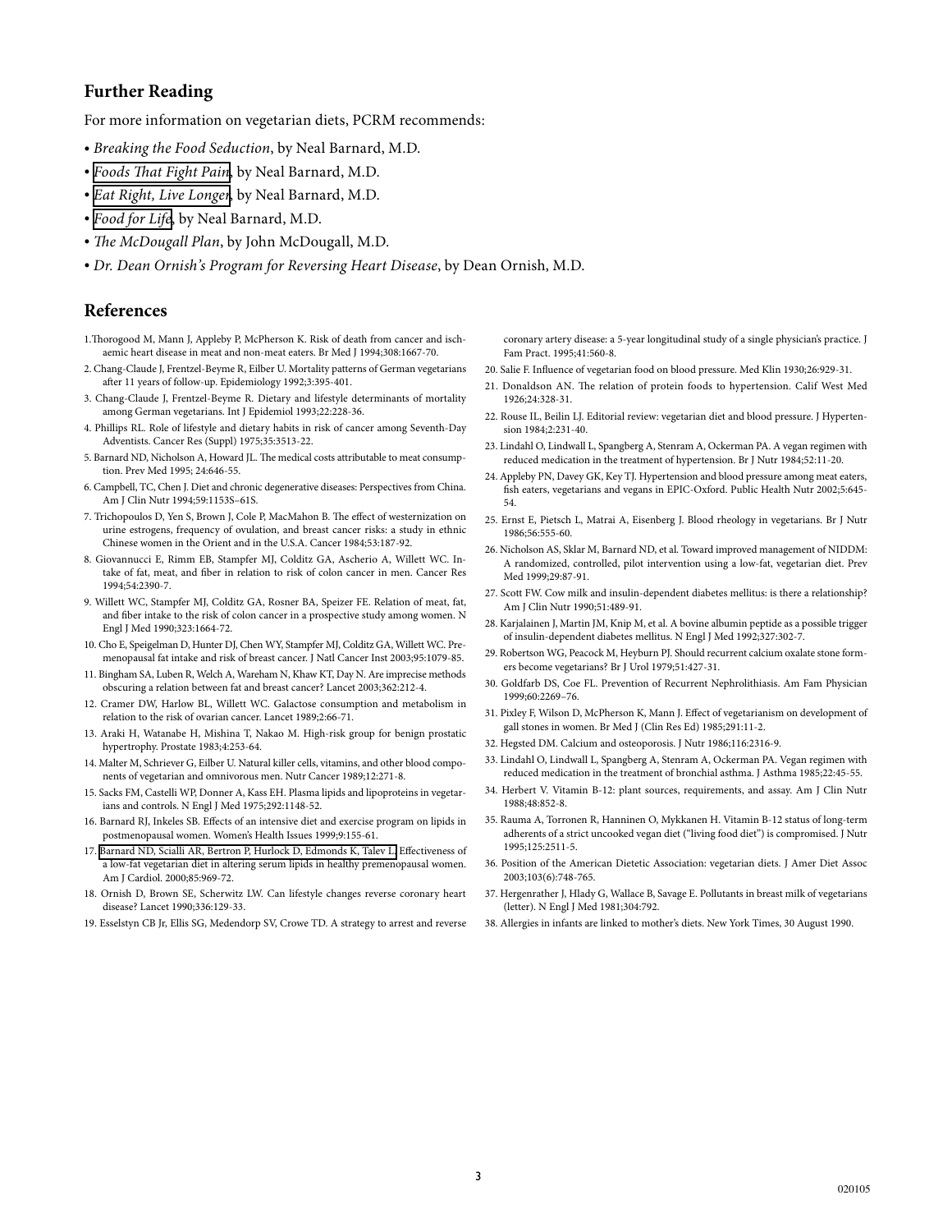## Further Reading

For more information on vegetarian diets, PCRM recommends:

- *Breaking the Food Seduction*, by Neal Barnard, M.D.
- *Foods That Fight Pain*, by Neal Barnard, M.D.
- *Eat Right, Live Longer*, by Neal Barnard, M.D.
- *Food for Life*, by Neal Barnard, M.D.
- *The McDougall Plan*, by John McDougall, M.D.
- *Dr. Dean Ornish's Program for Reversing Heart Disease*, by Dean Ornish, M.D.

## References

1. Thorogood M, Mann J, Appleby P, McPherson K. Risk of death from cancer and ischaemic heart disease in meat and non-meat eaters. Br Med J 1994;308:1667-70.
2. Chang-Claude J, Frentzel-Beyme R, Eilber U. Mortality patterns of German vegetarians after 11 years of follow-up. Epidemiology 1992;3:395-401.
3. Chang-Claude J, Frentzel-Beyme R. Dietary and lifestyle determinants of mortality among German vegetarians. Int J Epidemiol 1993;22:228-36.
4. Phillips RL. Role of lifestyle and dietary habits in risk of cancer among Seventh-Day Adventists. Cancer Res (Suppl) 1975;35:3513-22.
5. Barnard ND, Nicholson A, Howard JL. The medical costs attributable to meat consumption. Prev Med 1995; 24:646-55.
6. Campbell, TC, Chen J. Diet and chronic degenerative diseases: Perspectives from China. Am J Clin Nutr 1994;59:1153S–61S.
7. Trichopoulos D, Yen S, Brown J, Cole P, MacMahon B. The effect of westernization on urine estrogens, frequency of ovulation, and breast cancer risks: a study in ethnic Chinese women in the Orient and in the U.S.A. Cancer 1984;53:187-92.
8. Giovannucci E, Rimm EB, Stampfer MJ, Colditz GA, Ascherio A, Willett WC. Intake of fat, meat, and fiber in relation to risk of colon cancer in men. Cancer Res 1994;54:2390-7.
9. Willett WC, Stampfer MJ, Colditz GA, Rosner BA, Speizer FE. Relation of meat, fat, and fiber intake to the risk of colon cancer in a prospective study among women. N Engl J Med 1990;323:1664-72.
10. Cho E, Speigelman D, Hunter DJ, Chen WY, Stampfer MJ, Colditz GA, Willett WC. Premenopausal fat intake and risk of breast cancer. J Natl Cancer Inst 2003;95:1079-85.
11. Bingham SA, Luben R, Welch A, Wareham N, Khaw KT, Day N. Are imprecise methods obscuring a relation between fat and breast cancer? Lancet 2003;362:212-4.
12. Cramer DW, Harlow BL, Willett WC. Galactose consumption and metabolism in relation to the risk of ovarian cancer. Lancet 1989;2:66-71.
13. Araki H, Watanabe H, Mishina T, Nakao M. High-risk group for benign prostatic hypertrophy. Prostate 1983;4:253-64.
14. Malter M, Schriever G, Eilber U. Natural killer cells, vitamins, and other blood components of vegetarian and omnivorous men. Nutr Cancer 1989;12:271-8.
15. Sacks FM, Castelli WP, Donner A, Kass EH. Plasma lipids and lipoproteins in vegetarians and controls. N Engl J Med 1975;292:1148-52.
16. Barnard RJ, Inkeles SB. Effects of an intensive diet and exercise program on lipids in postmenopausal women. Women's Health Issues 1999;9:155-61.
17. Barnard ND, Scialli AR, Bertron P, Hurlock D, Edmonds K, Talev L. Effectiveness of a low-fat vegetarian diet in altering serum lipids in healthy premenopausal women. Am J Cardiol. 2000;85:969-72.
18. Ornish D, Brown SE, Scherwitz LW. Can lifestyle changes reverse coronary heart disease? Lancet 1990;336:129-33.
19. Esselstyn CB Jr, Ellis SG, Medendorp SV, Crowe TD. A strategy to arrest and reverse coronary artery disease: a 5-year longitudinal study of a single physician's practice. J Fam Pract. 1995;41:560-8.
20. Salie F. Influence of vegetarian food on blood pressure. Med Klin 1930;26:929-31.
21. Donaldson AN. The relation of protein foods to hypertension. Calif West Med 1926;24:328-31.
22. Rouse IL, Beilin LJ. Editorial review: vegetarian diet and blood pressure. J Hypertension 1984;2:231-40.
23. Lindahl O, Lindwall L, Spangberg A, Stenram A, Ockerman PA. A vegan regimen with reduced medication in the treatment of hypertension. Br J Nutr 1984;52:11-20.
24. Appleby PN, Davey GK, Key TJ. Hypertension and blood pressure among meat eaters, fish eaters, vegetarians and vegans in EPIC-Oxford. Public Health Nutr 2002;5:645-54.
25. Ernst E, Pietsch L, Matrai A, Eisenberg J. Blood rheology in vegetarians. Br J Nutr 1986;56:555-60.
26. Nicholson AS, Sklar M, Barnard ND, et al. Toward improved management of NIDDM: A randomized, controlled, pilot intervention using a low-fat, vegetarian diet. Prev Med 1999;29:87-91.
27. Scott FW. Cow milk and insulin-dependent diabetes mellitus: is there a relationship? Am J Clin Nutr 1990;51:489-91.
28. Karjalainen J, Martin JM, Knip M, et al. A bovine albumin peptide as a possible trigger of insulin-dependent diabetes mellitus. N Engl J Med 1992;327:302-7.
29. Robertson WG, Peacock M, Heyburn PJ. Should recurrent calcium oxalate stone formers become vegetarians? Br J Urol 1979;51:427-31.
30. Goldfarb DS, Coe FL. Prevention of Recurrent Nephrolithiasis. Am Fam Physician 1999;60:2269–76.
31. Pixley F, Wilson D, McPherson K, Mann J. Effect of vegetarianism on development of gall stones in women. Br Med J (Clin Res Ed) 1985;291:11-2.
32. Hegsted DM. Calcium and osteoporosis. J Nutr 1986;116:2316-9.
33. Lindahl O, Lindwall L, Spangberg A, Stenram A, Ockerman PA. Vegan regimen with reduced medication in the treatment of bronchial asthma. J Asthma 1985;22:45-55.
34. Herbert V. Vitamin B-12: plant sources, requirements, and assay. Am J Clin Nutr 1988;48:852-8.
35. Rauma A, Torronen R, Hanninen O, Mykkanen H. Vitamin B-12 status of long-term adherents of a strict uncooked vegan diet ("living food diet") is compromised. J Nutr 1995;125:2511-5.
36. Position of the American Dietetic Association: vegetarian diets. J Amer Diet Assoc 2003;103(6):748-765.
37. Hergenrather J, Hlady G, Wallace B, Savage E. Pollutants in breast milk of vegetarians (letter). N Engl J Med 1981;304:792.
38. Allergies in infants are linked to mother's diets. New York Times, 30 August 1990.

020105